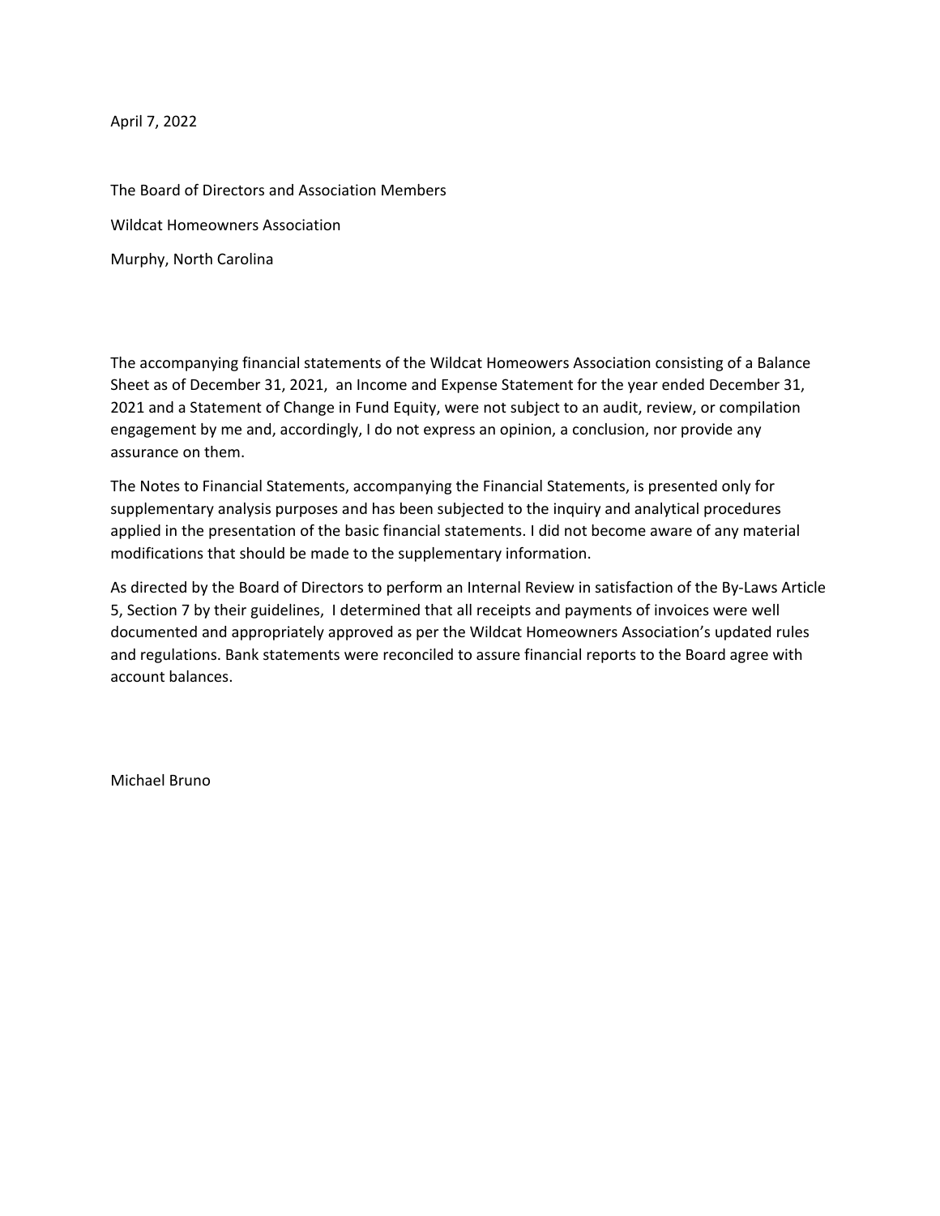April 7, 2022

The Board of Directors and Association Members

Wildcat Homeowners Association

Murphy, North Carolina

The accompanying financial statements of the Wildcat Homeowers Association consisting of a Balance Sheet as of December 31, 2021, an Income and Expense Statement for the year ended December 31, 2021 and a Statement of Change in Fund Equity, were not subject to an audit, review, or compilation engagement by me and, accordingly, I do not express an opinion, a conclusion, nor provide any assurance on them.

The Notes to Financial Statements, accompanying the Financial Statements, is presented only for supplementary analysis purposes and has been subjected to the inquiry and analytical procedures applied in the presentation of the basic financial statements. I did not become aware of any material modifications that should be made to the supplementary information.

As directed by the Board of Directors to perform an Internal Review in satisfaction of the By-Laws Article 5, Section 7 by their guidelines, I determined that all receipts and payments of invoices were well documented and appropriately approved as per the Wildcat Homeowners Association's updated rules and regulations. Bank statements were reconciled to assure financial reports to the Board agree with account balances.

Michael Bruno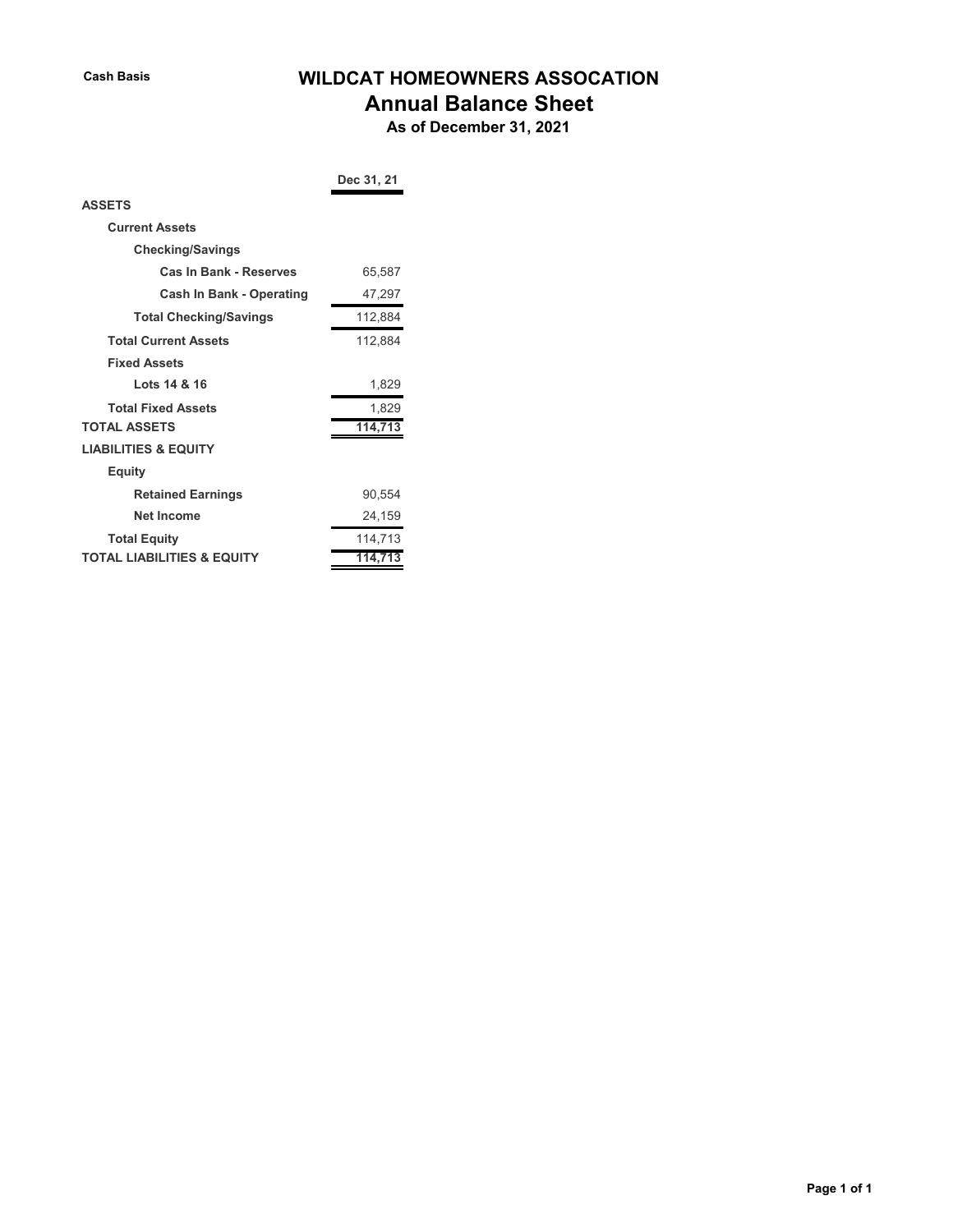Cash Basis

# WILDCAT HOMEOWNERS ASSOCATION

## Annual Balance Sheet

### As of December 31, 2021

| | Dec 31, 21 |
|---|---|
| **ASSETS** | |
| **Current Assets** | |
| **Checking/Savings** | |
| **Cas In Bank - Reserves** | 65,587 |
| **Cash In Bank - Operating** | 47,297 |
| **Total Checking/Savings** | 112,884 |
| **Total Current Assets** | 112,884 |
| **Fixed Assets** | |
| **Lots 14 & 16** | 1,829 |
| **Total Fixed Assets** | 1,829 |
| **TOTAL ASSETS** | **114,713** |
| **LIABILITIES & EQUITY** | |
| **Equity** | |
| **Retained Earnings** | 90,554 |
| **Net Income** | 24,159 |
| **Total Equity** | 114,713 |
| **TOTAL LIABILITIES & EQUITY** | **114,713** |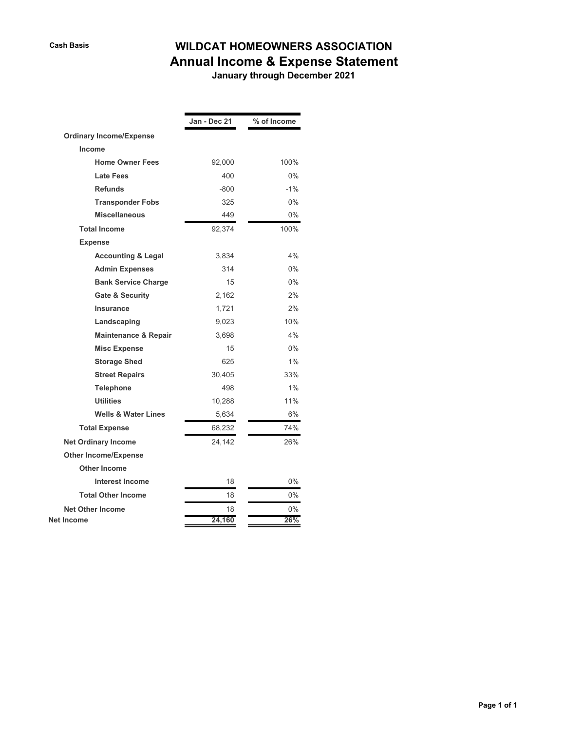Cash Basis

# WILDCAT HOMEOWNERS ASSOCIATION

## Annual Income & Expense Statement

**January through December 2021**

| | Jan - Dec 21 | % of Income |
|---|---|---|
| **Ordinary Income/Expense** | | |
| **Income** | | |
| **Home Owner Fees** | 92,000 | 100% |
| **Late Fees** | 400 | 0% |
| **Refunds** | -800 | -1% |
| **Transponder Fobs** | 325 | 0% |
| **Miscellaneous** | 449 | 0% |
| **Total Income** | 92,374 | 100% |
| **Expense** | | |
| **Accounting & Legal** | 3,834 | 4% |
| **Admin Expenses** | 314 | 0% |
| **Bank Service Charge** | 15 | 0% |
| **Gate & Security** | 2,162 | 2% |
| **Insurance** | 1,721 | 2% |
| **Landscaping** | 9,023 | 10% |
| **Maintenance & Repair** | 3,698 | 4% |
| **Misc Expense** | 15 | 0% |
| **Storage Shed** | 625 | 1% |
| **Street Repairs** | 30,405 | 33% |
| **Telephone** | 498 | 1% |
| **Utilities** | 10,288 | 11% |
| **Wells & Water Lines** | 5,634 | 6% |
| **Total Expense** | 68,232 | 74% |
| **Net Ordinary Income** | 24,142 | 26% |
| **Other Income/Expense** | | |
| **Other Income** | | |
| **Interest Income** | 18 | 0% |
| **Total Other Income** | 18 | 0% |
| **Net Other Income** | 18 | 0% |
| **Net Income** | **24,160** | **26%** |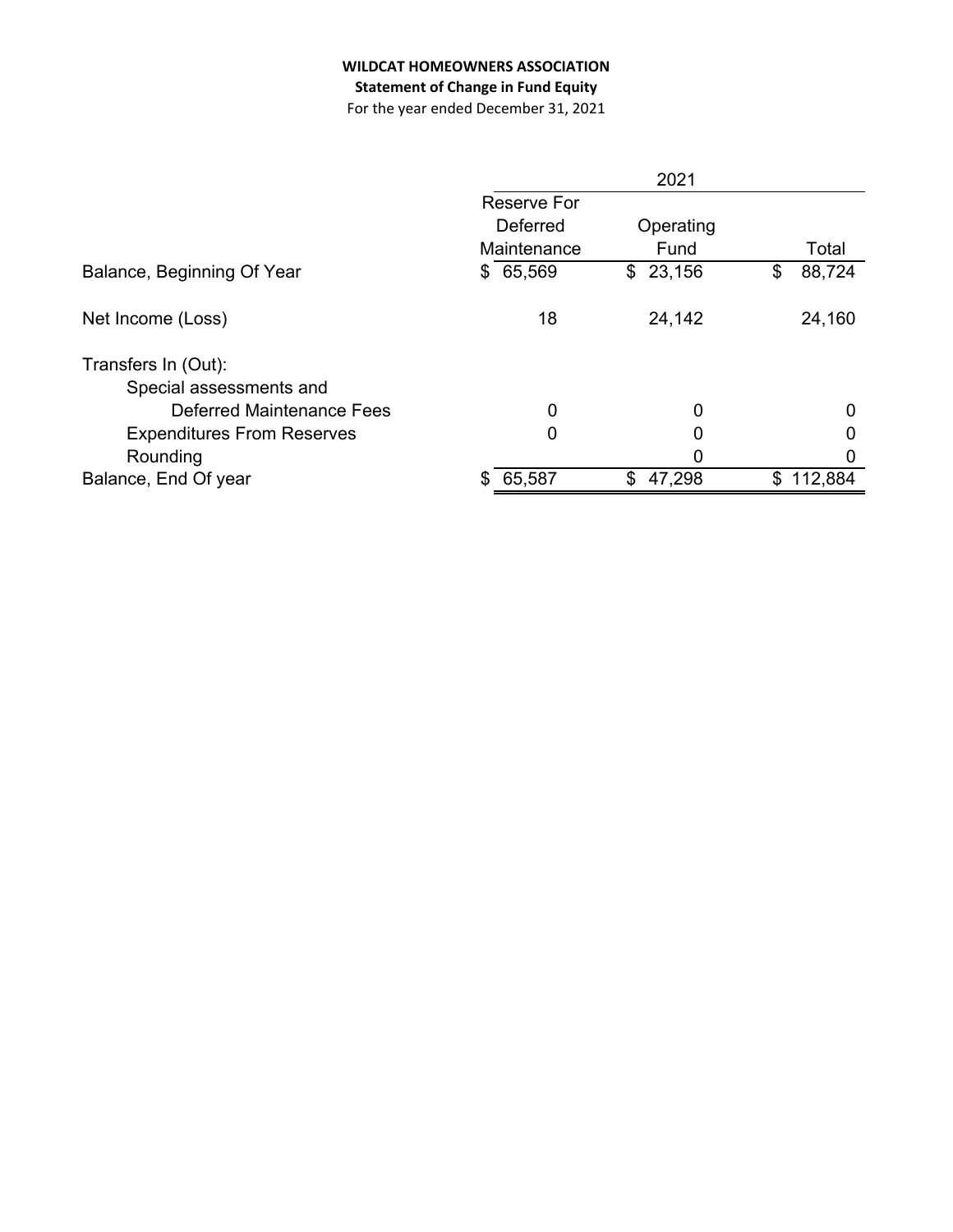**WILDCAT HOMEOWNERS ASSOCIATION**

**Statement of Change in Fund Equity**

For the year ended December 31, 2021

| | 2021 | | |
|---|---|---|---|
| | Reserve For Deferred Maintenance | Operating Fund | Total |
| Balance, Beginning Of Year | $ 65,569 | $ 23,156 | $ 88,724 |
| Net Income (Loss) | 18 | 24,142 | 24,160 |
| Transfers In (Out): | | | |
| Special assessments and Deferred Maintenance Fees | 0 | 0 | 0 |
| Expenditures From Reserves | 0 | 0 | 0 |
| Rounding | | 0 | 0 |
| Balance, End Of year | $ 65,587 | $ 47,298 | $ 112,884 |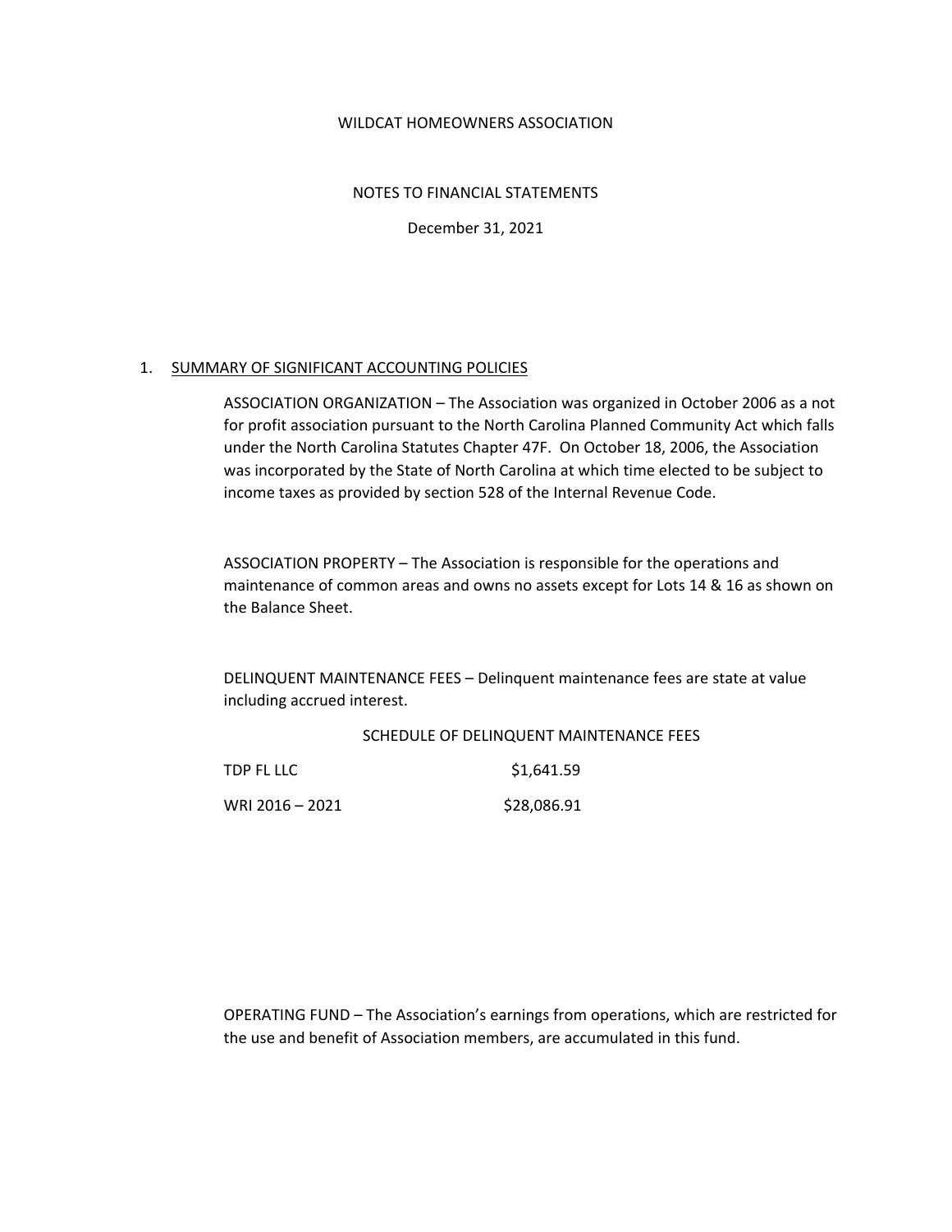WILDCAT HOMEOWNERS ASSOCIATION

NOTES TO FINANCIAL STATEMENTS

December 31, 2021

1. SUMMARY OF SIGNIFICANT ACCOUNTING POLICIES

ASSOCIATION ORGANIZATION – The Association was organized in October 2006 as a not for profit association pursuant to the North Carolina Planned Community Act which falls under the North Carolina Statutes Chapter 47F. On October 18, 2006, the Association was incorporated by the State of North Carolina at which time elected to be subject to income taxes as provided by section 528 of the Internal Revenue Code.

ASSOCIATION PROPERTY – The Association is responsible for the operations and maintenance of common areas and owns no assets except for Lots 14 & 16 as shown on the Balance Sheet.

DELINQUENT MAINTENANCE FEES – Delinquent maintenance fees are state at value including accrued interest.

SCHEDULE OF DELINQUENT MAINTENANCE FEES

| | |
|---|---|
| TDP FL LLC | $1,641.59 |
| WRI 2016 – 2021 | $28,086.91 |

OPERATING FUND – The Association's earnings from operations, which are restricted for the use and benefit of Association members, are accumulated in this fund.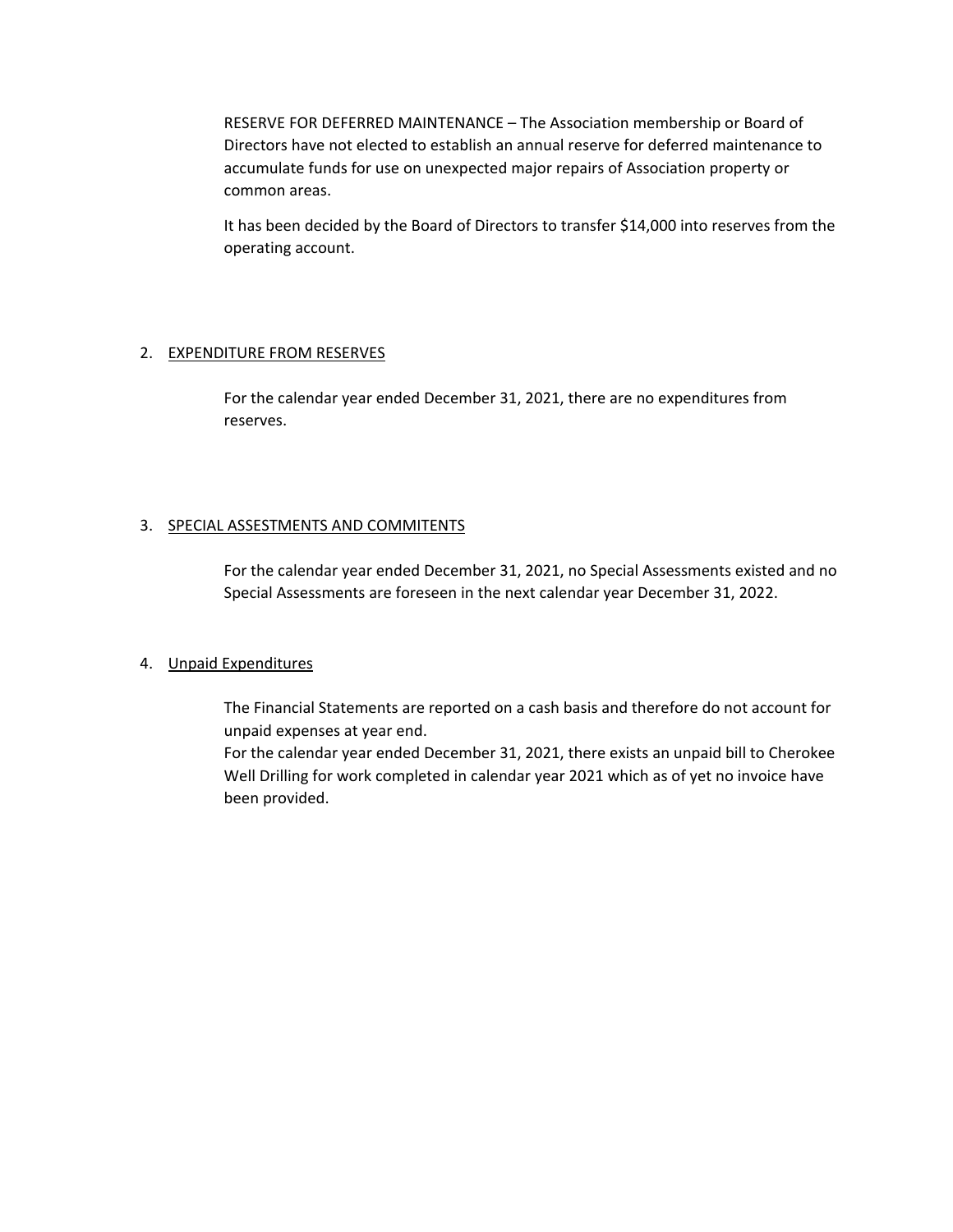RESERVE FOR DEFERRED MAINTENANCE – The Association membership or Board of Directors have not elected to establish an annual reserve for deferred maintenance to accumulate funds for use on unexpected major repairs of Association property or common areas.

It has been decided by the Board of Directors to transfer $14,000 into reserves from the operating account.

2. <u>EXPENDITURE FROM RESERVES</u>

   For the calendar year ended December 31, 2021, there are no expenditures from reserves.

3. <u>SPECIAL ASSESTMENTS AND COMMITENTS</u>

   For the calendar year ended December 31, 2021, no Special Assessments existed and no Special Assessments are foreseen in the next calendar year December 31, 2022.

4. <u>Unpaid Expenditures</u>

   The Financial Statements are reported on a cash basis and therefore do not account for unpaid expenses at year end.
   For the calendar year ended December 31, 2021, there exists an unpaid bill to Cherokee Well Drilling for work completed in calendar year 2021 which as of yet no invoice have been provided.